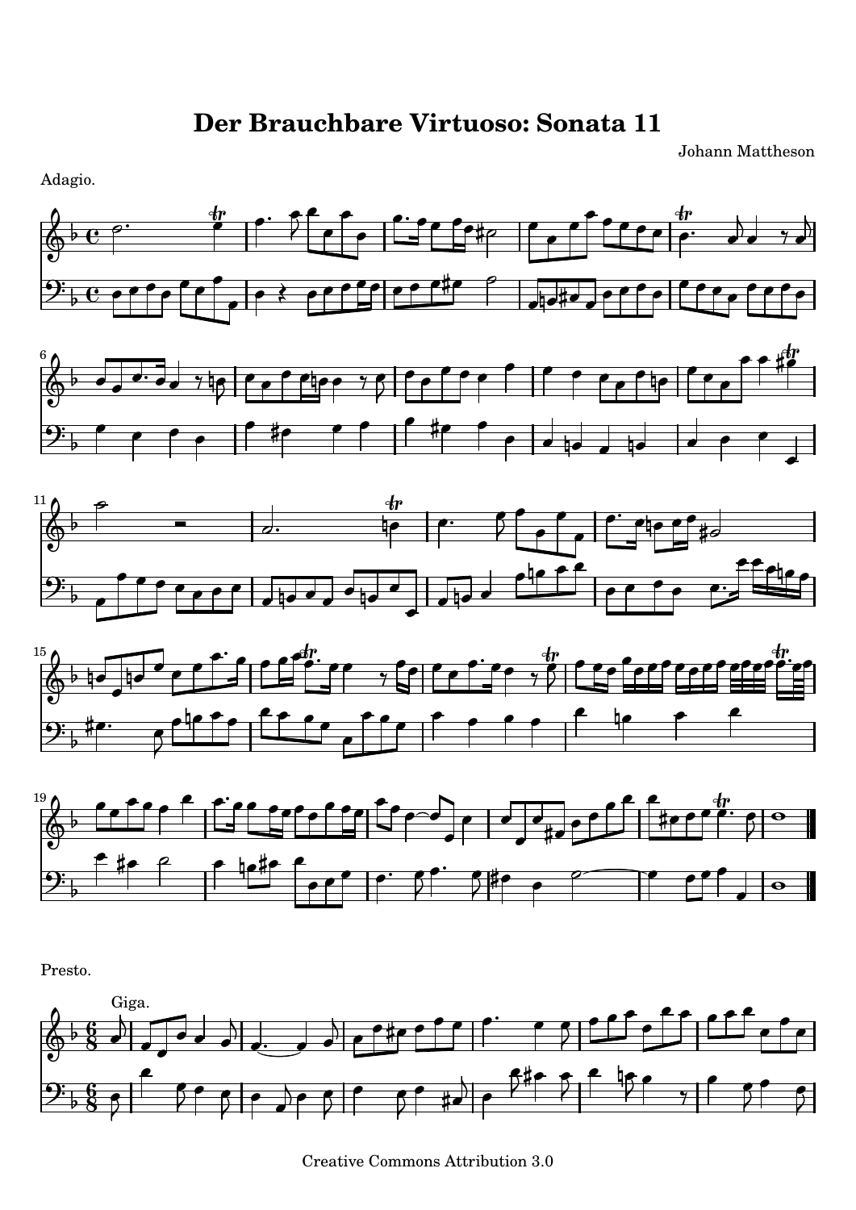# Der Brauchbare Virtuoso: Sonata 11

Johann Mattheson

Adagio.

Presto.

Giga.

Creative Commons Attribution 3.0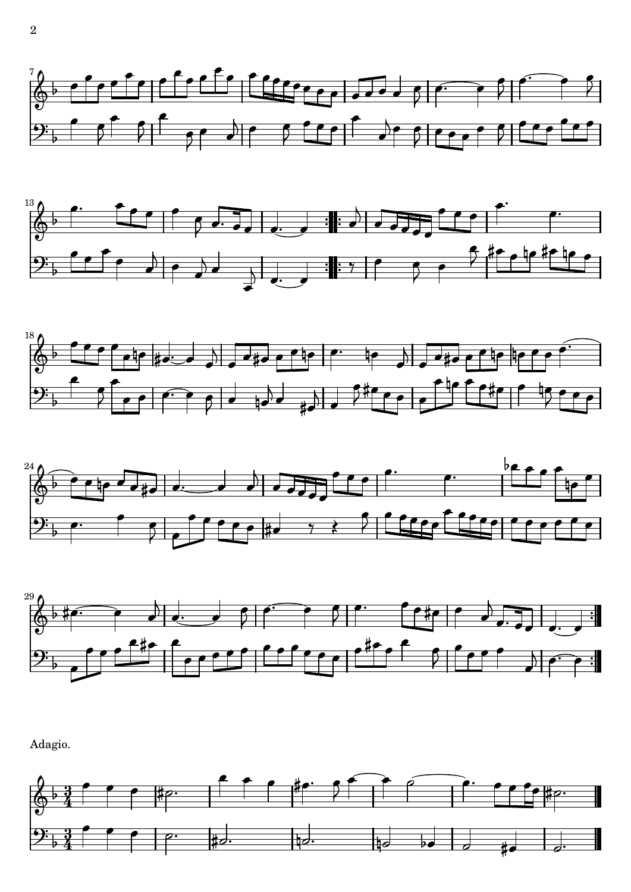Adagio.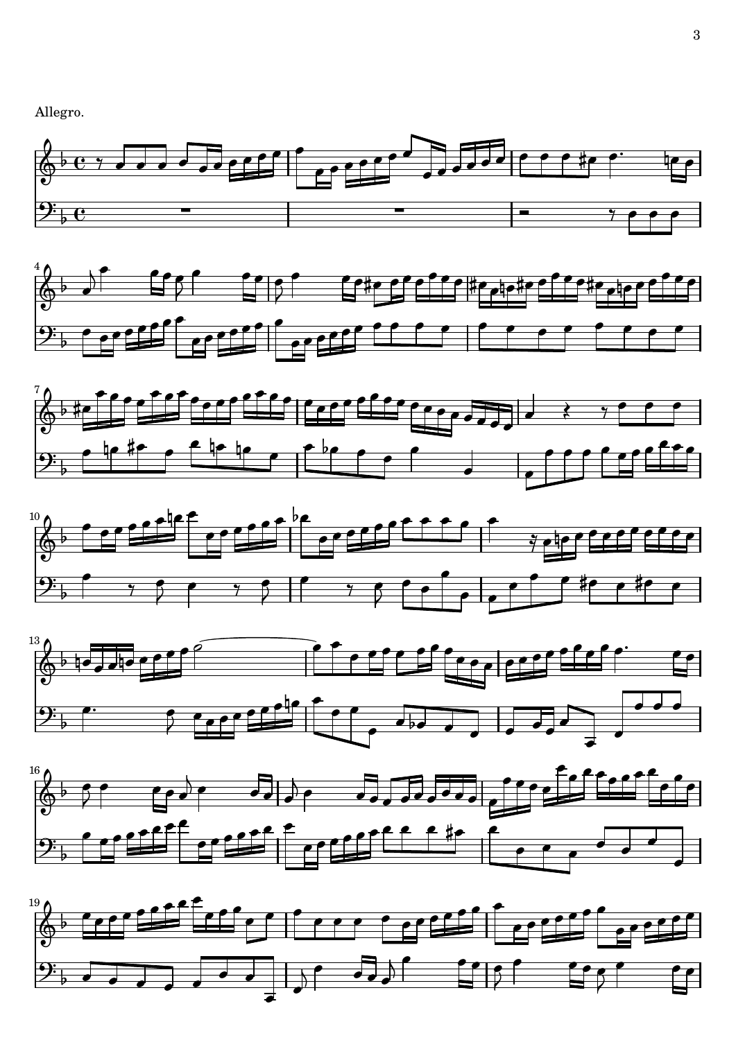Allegro.